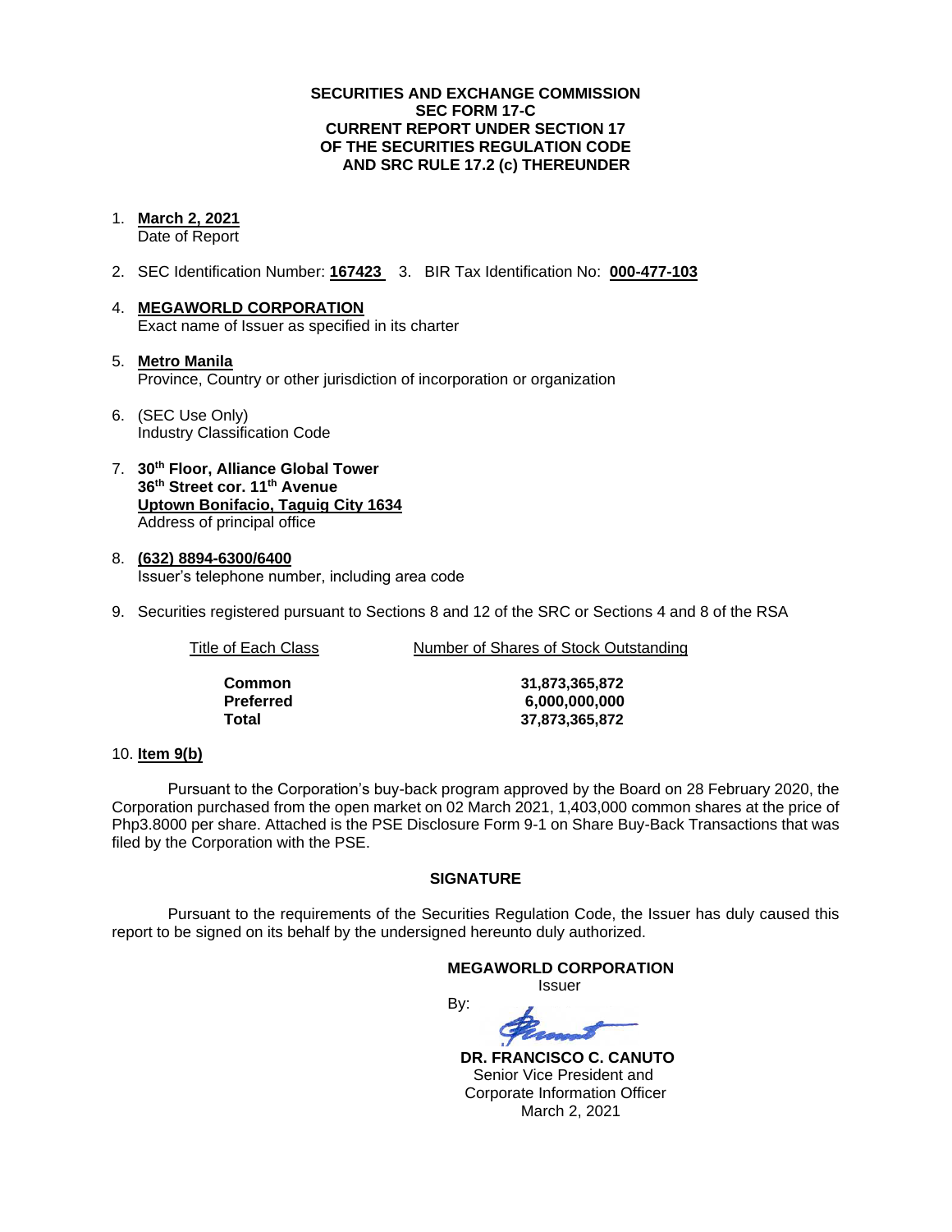**SECURITIES AND EXCHANGE COMMISSION**
**SEC FORM 17-C**
**CURRENT REPORT UNDER SECTION 17**
**OF THE SECURITIES REGULATION CODE**
**AND SRC RULE 17.2 (c) THEREUNDER**

1. **March 2, 2021**
   Date of Report

2. SEC Identification Number: **167423** 3. BIR Tax Identification No: **000-477-103**

4. **MEGAWORLD CORPORATION**
   Exact name of Issuer as specified in its charter

5. **Metro Manila**
   Province, Country or other jurisdiction of incorporation or organization

6. (SEC Use Only)
   Industry Classification Code

7. **30th Floor, Alliance Global Tower**
   **36th Street cor. 11th Avenue**
   **Uptown Bonifacio, Taguig City 1634**
   Address of principal office

8. **(632) 8894-6300/6400**
   Issuer's telephone number, including area code

9. Securities registered pursuant to Sections 8 and 12 of the SRC or Sections 4 and 8 of the RSA

| Title of Each Class | Number of Shares of Stock Outstanding |
|---|---|
| **Common** | **31,873,365,872** |
| **Preferred** | **6,000,000,000** |
| **Total** | **37,873,365,872** |

10. **Item 9(b)**

Pursuant to the Corporation's buy-back program approved by the Board on 28 February 2020, the Corporation purchased from the open market on 02 March 2021, 1,403,000 common shares at the price of Php3.8000 per share. Attached is the PSE Disclosure Form 9-1 on Share Buy-Back Transactions that was filed by the Corporation with the PSE.

**SIGNATURE**

Pursuant to the requirements of the Securities Regulation Code, the Issuer has duly caused this report to be signed on its behalf by the undersigned hereunto duly authorized.

**MEGAWORLD CORPORATION**
Issuer

By:

**DR. FRANCISCO C. CANUTO**
Senior Vice President and
Corporate Information Officer
March 2, 2021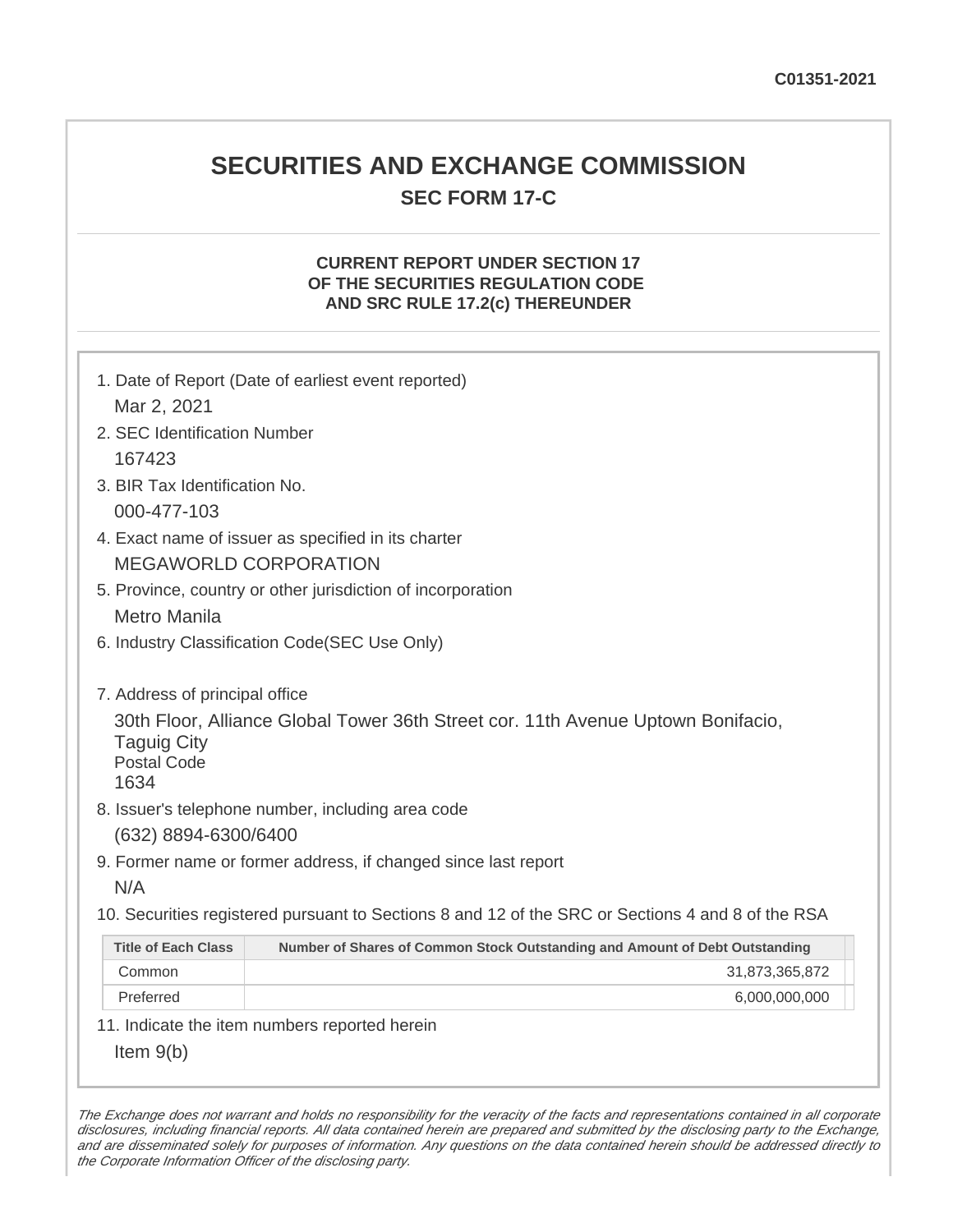C01351-2021

# SECURITIES AND EXCHANGE COMMISSION

## SEC FORM 17-C

### CURRENT REPORT UNDER SECTION 17 OF THE SECURITIES REGULATION CODE AND SRC RULE 17.2(c) THEREUNDER

1. Date of Report (Date of earliest event reported)
   Mar 2, 2021
2. SEC Identification Number
   167423
3. BIR Tax Identification No.
   000-477-103
4. Exact name of issuer as specified in its charter
   MEGAWORLD CORPORATION
5. Province, country or other jurisdiction of incorporation
   Metro Manila
6. Industry Classification Code(SEC Use Only)

7. Address of principal office
   30th Floor, Alliance Global Tower 36th Street cor. 11th Avenue Uptown Bonifacio, Taguig City
   Postal Code
   1634
8. Issuer's telephone number, including area code
   (632) 8894-6300/6400
9. Former name or former address, if changed since last report
   N/A
10. Securities registered pursuant to Sections 8 and 12 of the SRC or Sections 4 and 8 of the RSA

| Title of Each Class | Number of Shares of Common Stock Outstanding and Amount of Debt Outstanding |
|---|---|
| Common | 31,873,365,872 |
| Preferred | 6,000,000,000 |

11. Indicate the item numbers reported herein
    Item 9(b)

*The Exchange does not warrant and holds no responsibility for the veracity of the facts and representations contained in all corporate disclosures, including financial reports. All data contained herein are prepared and submitted by the disclosing party to the Exchange, and are disseminated solely for purposes of information. Any questions on the data contained herein should be addressed directly to the Corporate Information Officer of the disclosing party.*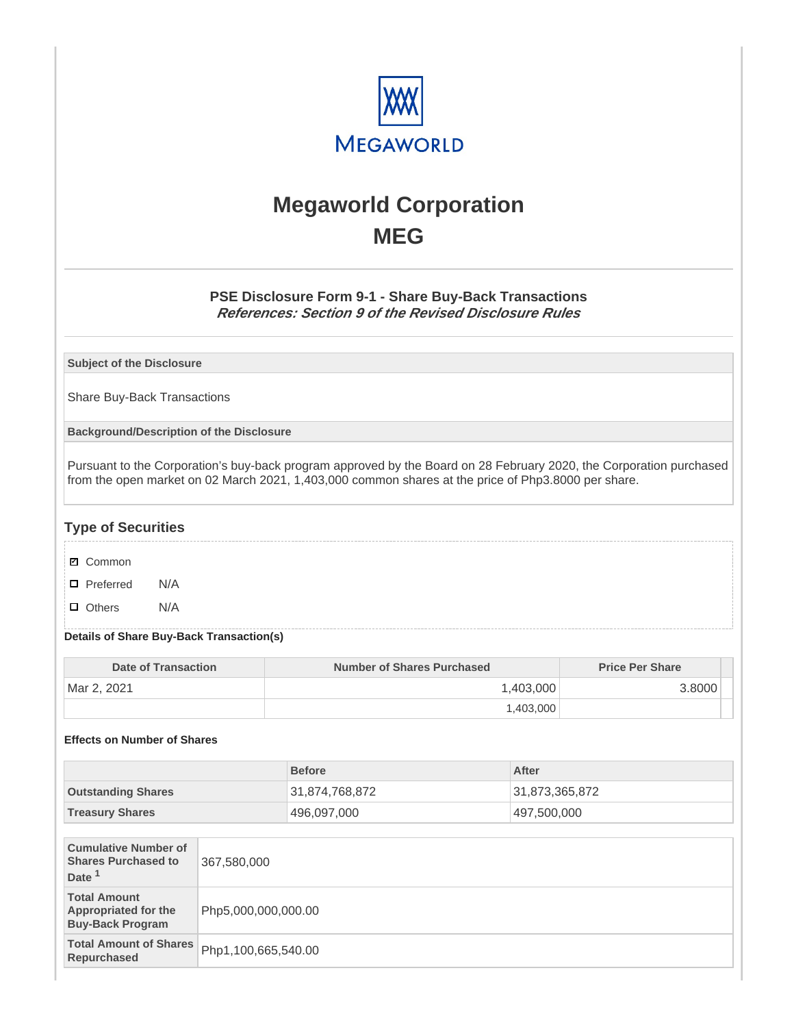MEGAWORLD

# Megaworld Corporation
# MEG

### PSE Disclosure Form 9-1 - Share Buy-Back Transactions
***References: Section 9 of the Revised Disclosure Rules***

**Subject of the Disclosure**

Share Buy-Back Transactions

**Background/Description of the Disclosure**

Pursuant to the Corporation's buy-back program approved by the Board on 28 February 2020, the Corporation purchased from the open market on 02 March 2021, 1,403,000 common shares at the price of Php3.8000 per share.

## Type of Securities

- ☑ Common
- ☐ Preferred N/A
- ☐ Others N/A

**Details of Share Buy-Back Transaction(s)**

| Date of Transaction | Number of Shares Purchased | Price Per Share |
|---|---|---|
| Mar 2, 2021 | 1,403,000 | 3.8000 |
| | 1,403,000 | |

**Effects on Number of Shares**

| | Before | After |
|---|---|---|
| **Outstanding Shares** | 31,874,768,872 | 31,873,365,872 |
| **Treasury Shares** | 496,097,000 | 497,500,000 |

| | |
|---|---|
| **Cumulative Number of Shares Purchased to Date [1]** | 367,580,000 |
| **Total Amount Appropriated for the Buy-Back Program** | Php5,000,000,000.00 |
| **Total Amount of Shares Repurchased** | Php1,100,665,540.00 |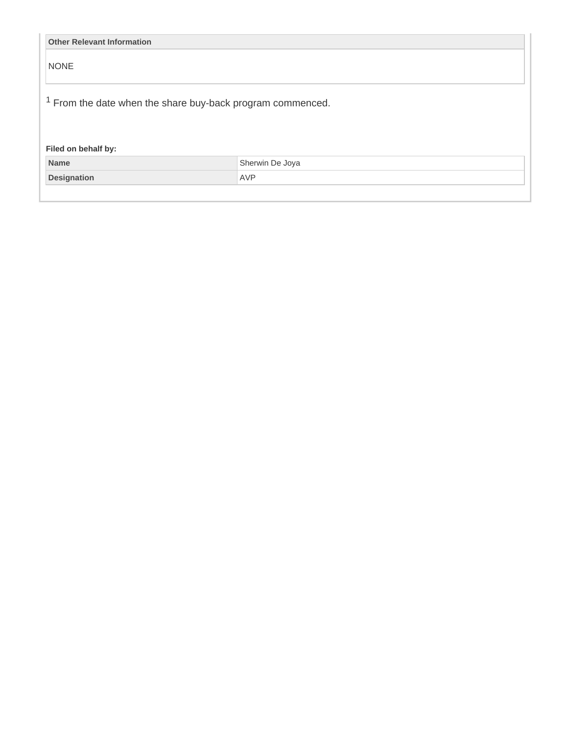| Other Relevant Information |
| --- |
| NONE |

[1] From the date when the share buy-back program commenced.

**Filed on behalf by:**

| | |
| --- | --- |
| **Name** | Sherwin De Joya |
| **Designation** | AVP |